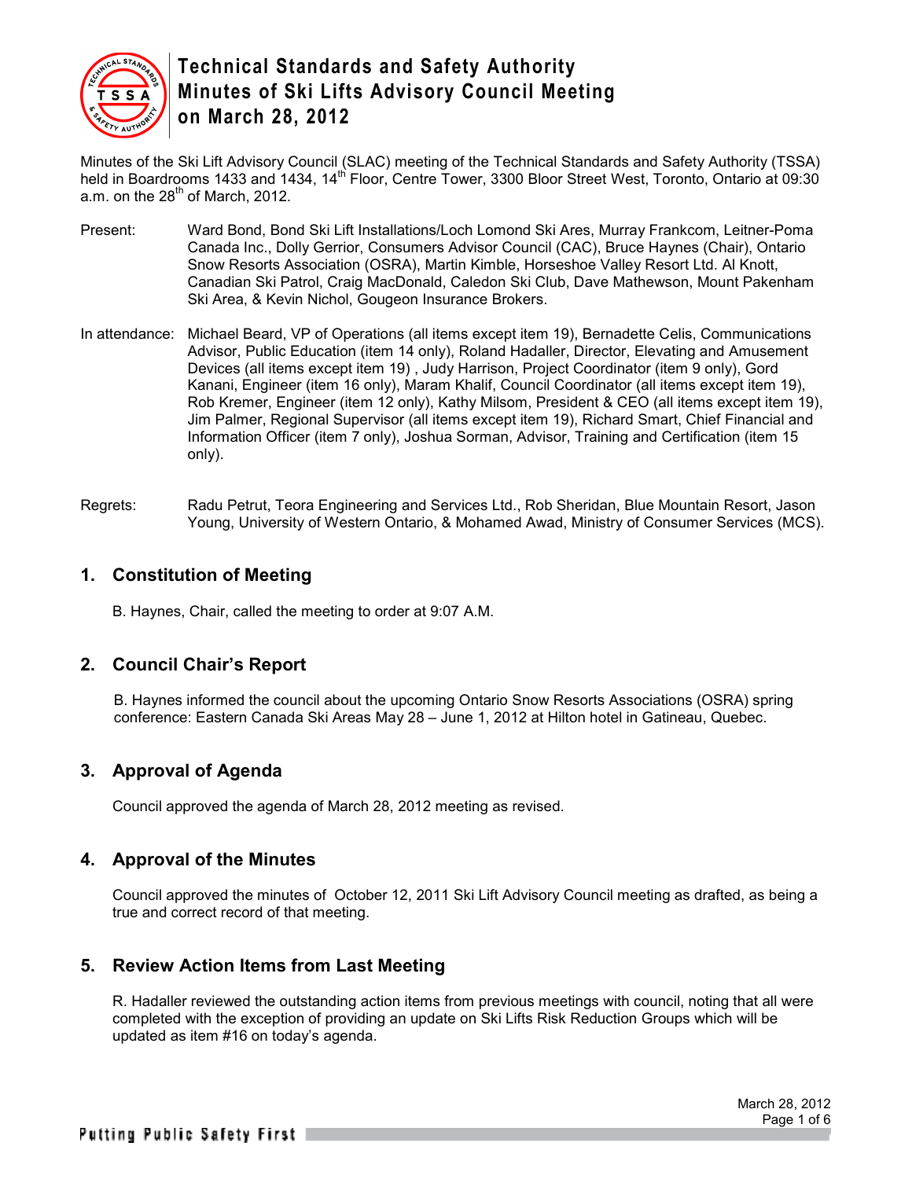# Technical Standards and Safety Authority Minutes of Ski Lifts Advisory Council Meeting on March 28, 2012

Minutes of the Ski Lift Advisory Council (SLAC) meeting of the Technical Standards and Safety Authority (TSSA) held in Boardrooms 1433 and 1434, 14th Floor, Centre Tower, 3300 Bloor Street West, Toronto, Ontario at 09:30 a.m. on the 28th of March, 2012.

Present: Ward Bond, Bond Ski Lift Installations/Loch Lomond Ski Ares, Murray Frankcom, Leitner-Poma Canada Inc., Dolly Gerrior, Consumers Advisor Council (CAC), Bruce Haynes (Chair), Ontario Snow Resorts Association (OSRA), Martin Kimble, Horseshoe Valley Resort Ltd. Al Knott, Canadian Ski Patrol, Craig MacDonald, Caledon Ski Club, Dave Mathewson, Mount Pakenham Ski Area, & Kevin Nichol, Gougeon Insurance Brokers.

In attendance: Michael Beard, VP of Operations (all items except item 19), Bernadette Celis, Communications Advisor, Public Education (item 14 only), Roland Hadaller, Director, Elevating and Amusement Devices (all items except item 19) , Judy Harrison, Project Coordinator (item 9 only), Gord Kanani, Engineer (item 16 only), Maram Khalif, Council Coordinator (all items except item 19), Rob Kremer, Engineer (item 12 only), Kathy Milsom, President & CEO (all items except item 19), Jim Palmer, Regional Supervisor (all items except item 19), Richard Smart, Chief Financial and Information Officer (item 7 only), Joshua Sorman, Advisor, Training and Certification (item 15 only).

Regrets: Radu Petrut, Teora Engineering and Services Ltd., Rob Sheridan, Blue Mountain Resort, Jason Young, University of Western Ontario, & Mohamed Awad, Ministry of Consumer Services (MCS).

## 1. Constitution of Meeting

B. Haynes, Chair, called the meeting to order at 9:07 A.M.

## 2. Council Chair's Report

B. Haynes informed the council about the upcoming Ontario Snow Resorts Associations (OSRA) spring conference: Eastern Canada Ski Areas May 28 – June 1, 2012 at Hilton hotel in Gatineau, Quebec.

## 3. Approval of Agenda

Council approved the agenda of March 28, 2012 meeting as revised.

## 4. Approval of the Minutes

Council approved the minutes of October 12, 2011 Ski Lift Advisory Council meeting as drafted, as being a true and correct record of that meeting.

## 5. Review Action Items from Last Meeting

R. Hadaller reviewed the outstanding action items from previous meetings with council, noting that all were completed with the exception of providing an update on Ski Lifts Risk Reduction Groups which will be updated as item #16 on today's agenda.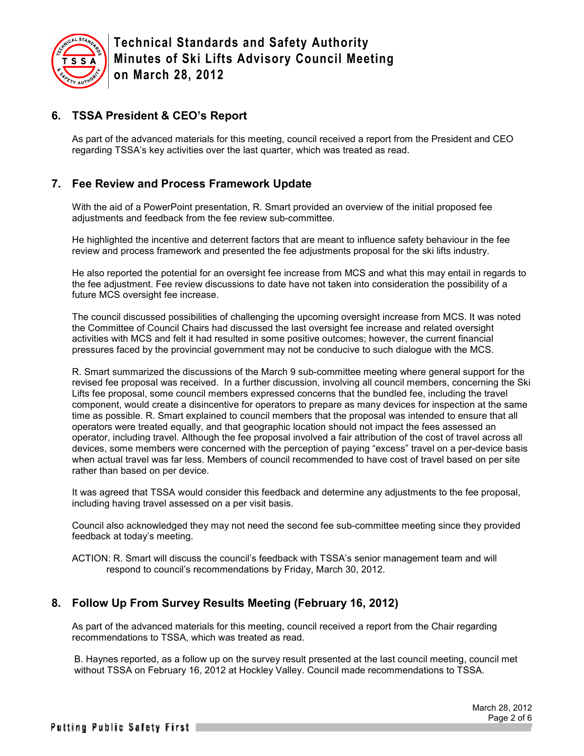## 6. TSSA President & CEO's Report

As part of the advanced materials for this meeting, council received a report from the President and CEO regarding TSSA's key activities over the last quarter, which was treated as read.

## 7. Fee Review and Process Framework Update

With the aid of a PowerPoint presentation, R. Smart provided an overview of the initial proposed fee adjustments and feedback from the fee review sub-committee.

He highlighted the incentive and deterrent factors that are meant to influence safety behaviour in the fee review and process framework and presented the fee adjustments proposal for the ski lifts industry.

He also reported the potential for an oversight fee increase from MCS and what this may entail in regards to the fee adjustment. Fee review discussions to date have not taken into consideration the possibility of a future MCS oversight fee increase.

The council discussed possibilities of challenging the upcoming oversight increase from MCS. It was noted the Committee of Council Chairs had discussed the last oversight fee increase and related oversight activities with MCS and felt it had resulted in some positive outcomes; however, the current financial pressures faced by the provincial government may not be conducive to such dialogue with the MCS.

R. Smart summarized the discussions of the March 9 sub-committee meeting where general support for the revised fee proposal was received. In a further discussion, involving all council members, concerning the Ski Lifts fee proposal, some council members expressed concerns that the bundled fee, including the travel component, would create a disincentive for operators to prepare as many devices for inspection at the same time as possible. R. Smart explained to council members that the proposal was intended to ensure that all operators were treated equally, and that geographic location should not impact the fees assessed an operator, including travel. Although the fee proposal involved a fair attribution of the cost of travel across all devices, some members were concerned with the perception of paying "excess" travel on a per-device basis when actual travel was far less. Members of council recommended to have cost of travel based on per site rather than based on per device.

It was agreed that TSSA would consider this feedback and determine any adjustments to the fee proposal, including having travel assessed on a per visit basis.

Council also acknowledged they may not need the second fee sub-committee meeting since they provided feedback at today's meeting.

ACTION: R. Smart will discuss the council's feedback with TSSA's senior management team and will respond to council's recommendations by Friday, March 30, 2012.

## 8. Follow Up From Survey Results Meeting (February 16, 2012)

As part of the advanced materials for this meeting, council received a report from the Chair regarding recommendations to TSSA, which was treated as read.

B. Haynes reported, as a follow up on the survey result presented at the last council meeting, council met without TSSA on February 16, 2012 at Hockley Valley. Council made recommendations to TSSA.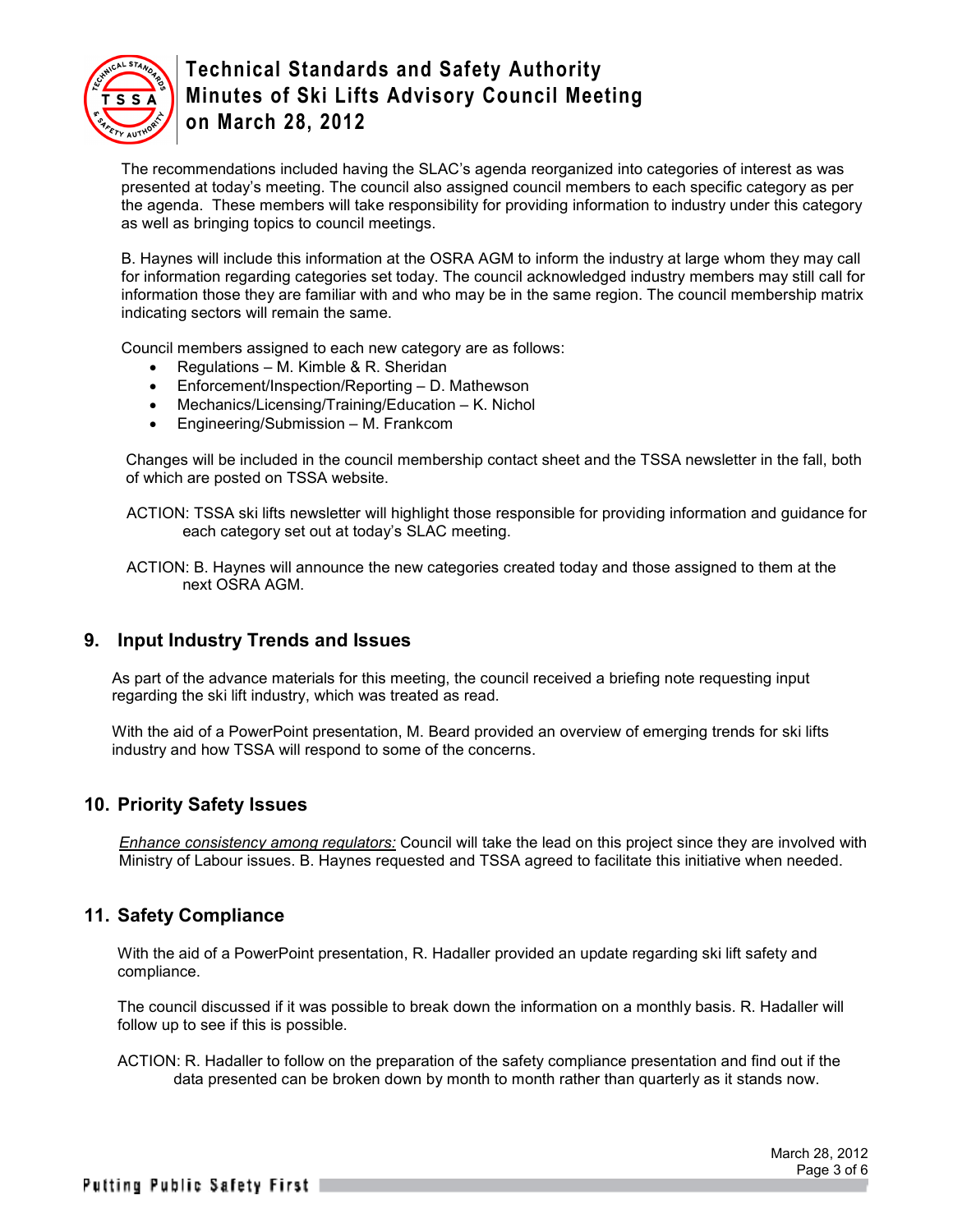The recommendations included having the SLAC's agenda reorganized into categories of interest as was presented at today's meeting. The council also assigned council members to each specific category as per the agenda. These members will take responsibility for providing information to industry under this category as well as bringing topics to council meetings.

B. Haynes will include this information at the OSRA AGM to inform the industry at large whom they may call for information regarding categories set today. The council acknowledged industry members may still call for information those they are familiar with and who may be in the same region. The council membership matrix indicating sectors will remain the same.

Council members assigned to each new category are as follows:

- Regulations – M. Kimble & R. Sheridan
- Enforcement/Inspection/Reporting – D. Mathewson
- Mechanics/Licensing/Training/Education – K. Nichol
- Engineering/Submission – M. Frankcom

Changes will be included in the council membership contact sheet and the TSSA newsletter in the fall, both of which are posted on TSSA website.

ACTION: TSSA ski lifts newsletter will highlight those responsible for providing information and guidance for each category set out at today's SLAC meeting.

ACTION: B. Haynes will announce the new categories created today and those assigned to them at the next OSRA AGM.

## 9. Input Industry Trends and Issues

As part of the advance materials for this meeting, the council received a briefing note requesting input regarding the ski lift industry, which was treated as read.

With the aid of a PowerPoint presentation, M. Beard provided an overview of emerging trends for ski lifts industry and how TSSA will respond to some of the concerns.

## 10. Priority Safety Issues

*Enhance consistency among regulators:* Council will take the lead on this project since they are involved with Ministry of Labour issues. B. Haynes requested and TSSA agreed to facilitate this initiative when needed.

## 11. Safety Compliance

With the aid of a PowerPoint presentation, R. Hadaller provided an update regarding ski lift safety and compliance.

The council discussed if it was possible to break down the information on a monthly basis. R. Hadaller will follow up to see if this is possible.

ACTION: R. Hadaller to follow on the preparation of the safety compliance presentation and find out if the data presented can be broken down by month to month rather than quarterly as it stands now.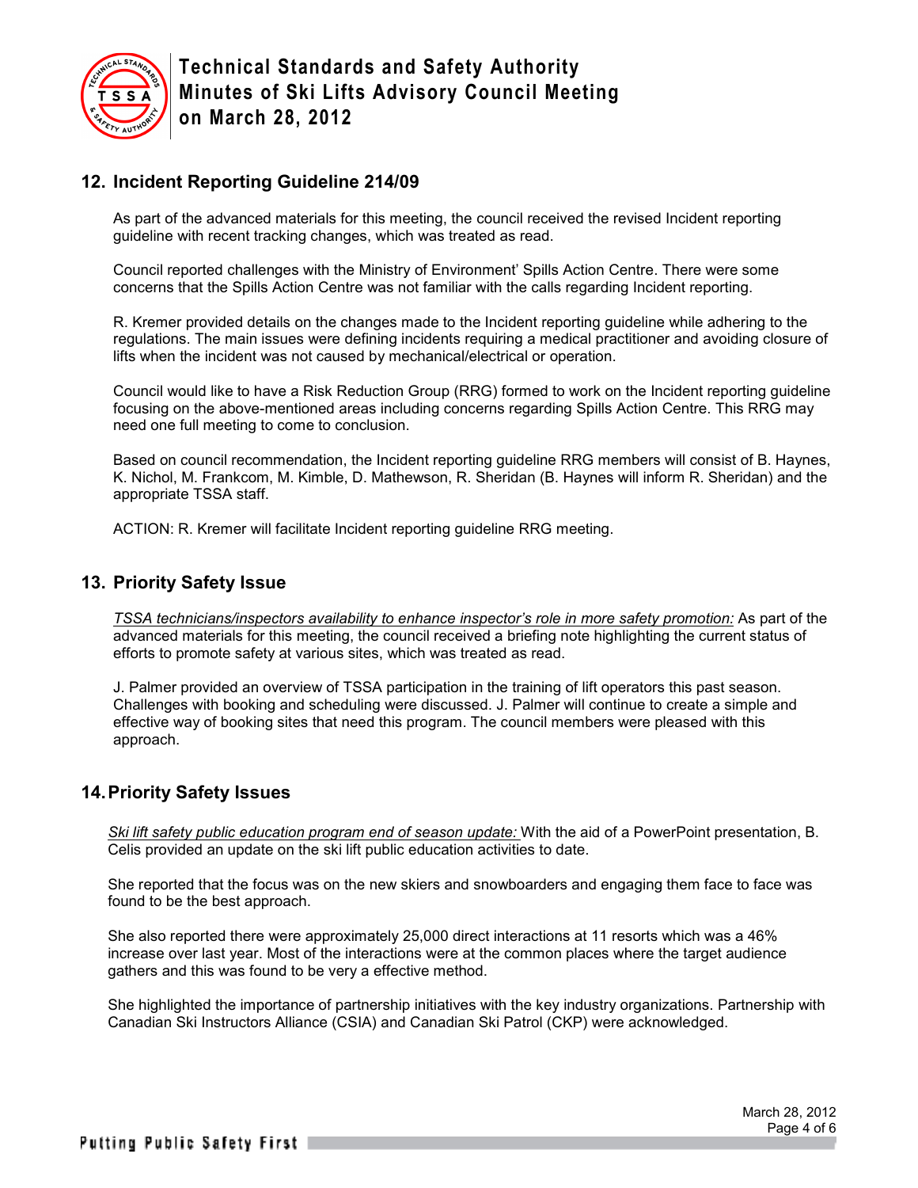## 12. Incident Reporting Guideline 214/09

As part of the advanced materials for this meeting, the council received the revised Incident reporting guideline with recent tracking changes, which was treated as read.

Council reported challenges with the Ministry of Environment' Spills Action Centre. There were some concerns that the Spills Action Centre was not familiar with the calls regarding Incident reporting.

R. Kremer provided details on the changes made to the Incident reporting guideline while adhering to the regulations. The main issues were defining incidents requiring a medical practitioner and avoiding closure of lifts when the incident was not caused by mechanical/electrical or operation.

Council would like to have a Risk Reduction Group (RRG) formed to work on the Incident reporting guideline focusing on the above-mentioned areas including concerns regarding Spills Action Centre. This RRG may need one full meeting to come to conclusion.

Based on council recommendation, the Incident reporting guideline RRG members will consist of B. Haynes, K. Nichol, M. Frankcom, M. Kimble, D. Mathewson, R. Sheridan (B. Haynes will inform R. Sheridan) and the appropriate TSSA staff.

ACTION: R. Kremer will facilitate Incident reporting guideline RRG meeting.

## 13. Priority Safety Issue

*TSSA technicians/inspectors availability to enhance inspector's role in more safety promotion:* As part of the advanced materials for this meeting, the council received a briefing note highlighting the current status of efforts to promote safety at various sites, which was treated as read.

J. Palmer provided an overview of TSSA participation in the training of lift operators this past season. Challenges with booking and scheduling were discussed. J. Palmer will continue to create a simple and effective way of booking sites that need this program. The council members were pleased with this approach.

## 14. Priority Safety Issues

*Ski lift safety public education program end of season update:* With the aid of a PowerPoint presentation, B. Celis provided an update on the ski lift public education activities to date.

She reported that the focus was on the new skiers and snowboarders and engaging them face to face was found to be the best approach.

She also reported there were approximately 25,000 direct interactions at 11 resorts which was a 46% increase over last year. Most of the interactions were at the common places where the target audience gathers and this was found to be very a effective method.

She highlighted the importance of partnership initiatives with the key industry organizations. Partnership with Canadian Ski Instructors Alliance (CSIA) and Canadian Ski Patrol (CKP) were acknowledged.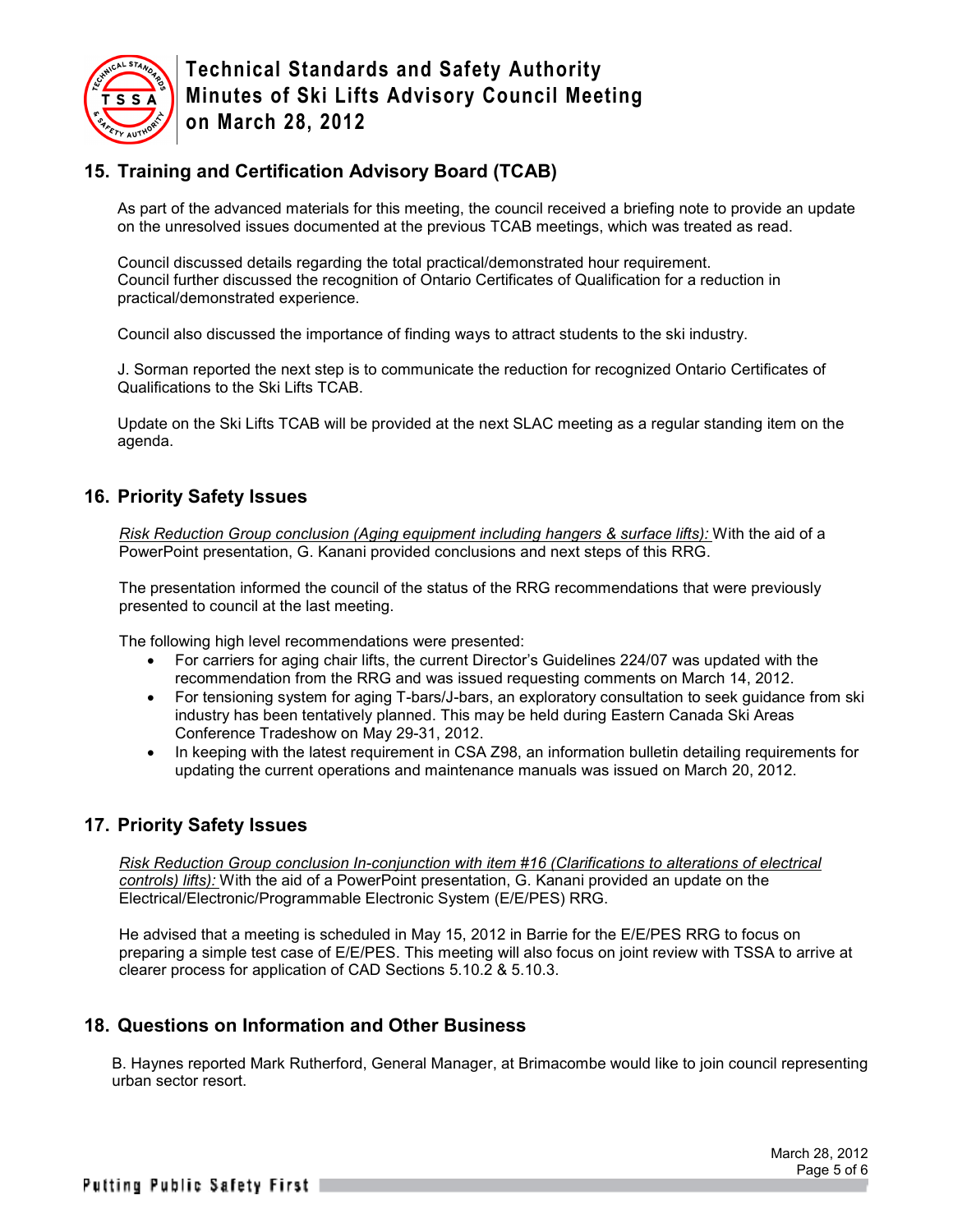## 15. Training and Certification Advisory Board (TCAB)

As part of the advanced materials for this meeting, the council received a briefing note to provide an update on the unresolved issues documented at the previous TCAB meetings, which was treated as read.

Council discussed details regarding the total practical/demonstrated hour requirement. Council further discussed the recognition of Ontario Certificates of Qualification for a reduction in practical/demonstrated experience.

Council also discussed the importance of finding ways to attract students to the ski industry.

J. Sorman reported the next step is to communicate the reduction for recognized Ontario Certificates of Qualifications to the Ski Lifts TCAB.

Update on the Ski Lifts TCAB will be provided at the next SLAC meeting as a regular standing item on the agenda.

## 16. Priority Safety Issues

Risk Reduction Group conclusion (Aging equipment including hangers & surface lifts): With the aid of a PowerPoint presentation, G. Kanani provided conclusions and next steps of this RRG.

The presentation informed the council of the status of the RRG recommendations that were previously presented to council at the last meeting.

The following high level recommendations were presented:

- For carriers for aging chair lifts, the current Director's Guidelines 224/07 was updated with the recommendation from the RRG and was issued requesting comments on March 14, 2012.
- For tensioning system for aging T-bars/J-bars, an exploratory consultation to seek guidance from ski industry has been tentatively planned. This may be held during Eastern Canada Ski Areas Conference Tradeshow on May 29-31, 2012.
- In keeping with the latest requirement in CSA Z98, an information bulletin detailing requirements for updating the current operations and maintenance manuals was issued on March 20, 2012.

## 17. Priority Safety Issues

Risk Reduction Group conclusion In-conjunction with item #16 (Clarifications to alterations of electrical controls) lifts): With the aid of a PowerPoint presentation, G. Kanani provided an update on the Electrical/Electronic/Programmable Electronic System (E/E/PES) RRG.

He advised that a meeting is scheduled in May 15, 2012 in Barrie for the E/E/PES RRG to focus on preparing a simple test case of E/E/PES. This meeting will also focus on joint review with TSSA to arrive at clearer process for application of CAD Sections 5.10.2 & 5.10.3.

## 18. Questions on Information and Other Business

B. Haynes reported Mark Rutherford, General Manager, at Brimacombe would like to join council representing urban sector resort.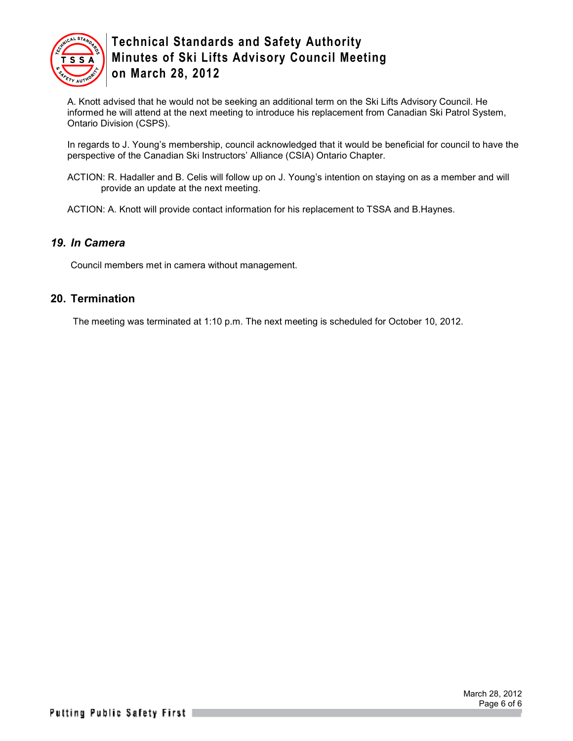A. Knott advised that he would not be seeking an additional term on the Ski Lifts Advisory Council. He informed he will attend at the next meeting to introduce his replacement from Canadian Ski Patrol System, Ontario Division (CSPS).

In regards to J. Young's membership, council acknowledged that it would be beneficial for council to have the perspective of the Canadian Ski Instructors' Alliance (CSIA) Ontario Chapter.

ACTION: R. Hadaller and B. Celis will follow up on J. Young's intention on staying on as a member and will provide an update at the next meeting.

ACTION: A. Knott will provide contact information for his replacement to TSSA and B.Haynes.

## *19. In Camera*

Council members met in camera without management.

## 20. Termination

The meeting was terminated at 1:10 p.m. The next meeting is scheduled for October 10, 2012.